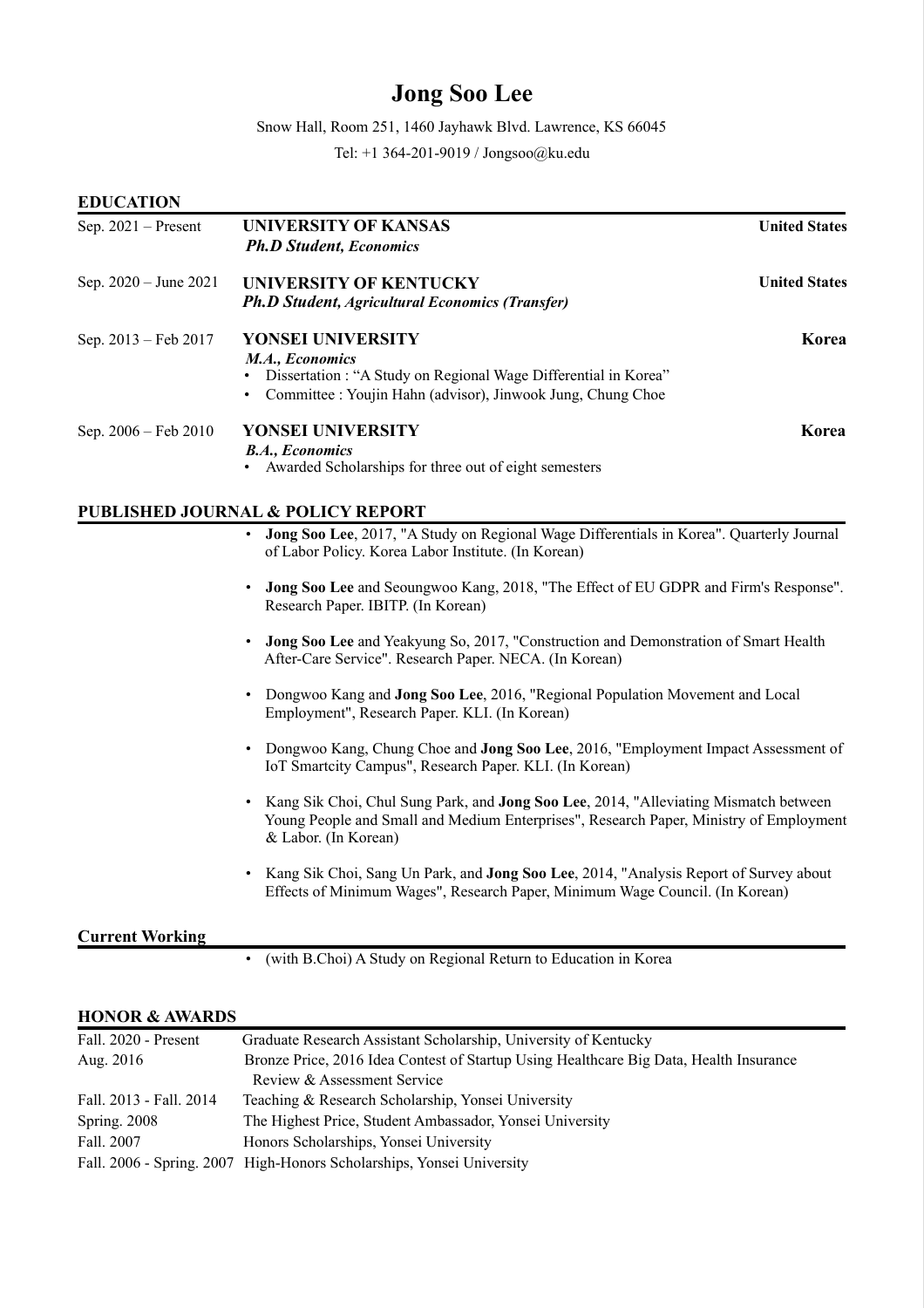# Jong Soo Lee

Snow Hall, Room 251, 1460 Jayhawk Blvd. Lawrence, KS 66045

Tel: +1 364-201-9019 / Jongsoo@ku.edu

## EDUCATION

**Sep. 2021 – Present** — **UNIVERSITY OF KANSAS** — **United States**
***Ph.D Student, Economics***

**Sep. 2020 – June 2021** — **UNIVERSITY OF KENTUCKY** — **United States**
***Ph.D Student, Agricultural Economics (Transfer)***

**Sep. 2013 – Feb 2017** — **YONSEI UNIVERSITY** — **Korea**
***M.A., Economics***
- Dissertation : "A Study on Regional Wage Differential in Korea"
- Committee : Youjin Hahn (advisor), Jinwook Jung, Chung Choe

**Sep. 2006 – Feb 2010** — **YONSEI UNIVERSITY** — **Korea**
***B.A., Economics***
- Awarded Scholarships for three out of eight semesters

## PUBLISHED JOURNAL & POLICY REPORT

- **Jong Soo Lee**, 2017, "A Study on Regional Wage Differentials in Korea". Quarterly Journal of Labor Policy. Korea Labor Institute. (In Korean)
- **Jong Soo Lee** and Seoungwoo Kang, 2018, "The Effect of EU GDPR and Firm's Response". Research Paper. IBITP. (In Korean)
- **Jong Soo Lee** and Yeakyung So, 2017, "Construction and Demonstration of Smart Health After-Care Service". Research Paper. NECA. (In Korean)
- Dongwoo Kang and **Jong Soo Lee**, 2016, "Regional Population Movement and Local Employment", Research Paper. KLI. (In Korean)
- Dongwoo Kang, Chung Choe and **Jong Soo Lee**, 2016, "Employment Impact Assessment of IoT Smartcity Campus", Research Paper. KLI. (In Korean)
- Kang Sik Choi, Chul Sung Park, and **Jong Soo Lee**, 2014, "Alleviating Mismatch between Young People and Small and Medium Enterprises", Research Paper, Ministry of Employment & Labor. (In Korean)
- Kang Sik Choi, Sang Un Park, and **Jong Soo Lee**, 2014, "Analysis Report of Survey about Effects of Minimum Wages", Research Paper, Minimum Wage Council. (In Korean)

## Current Working

- (with B.Choi) A Study on Regional Return to Education in Korea

## HONOR & AWARDS

| | |
|---|---|
| Fall. 2020 - Present | Graduate Research Assistant Scholarship, University of Kentucky |
| Aug. 2016 | Bronze Price, 2016 Idea Contest of Startup Using Healthcare Big Data, Health Insurance Review & Assessment Service |
| Fall. 2013 - Fall. 2014 | Teaching & Research Scholarship, Yonsei University |
| Spring. 2008 | The Highest Price, Student Ambassador, Yonsei University |
| Fall. 2007 | Honors Scholarships, Yonsei University |
| Fall. 2006 - Spring. 2007 | High-Honors Scholarships, Yonsei University |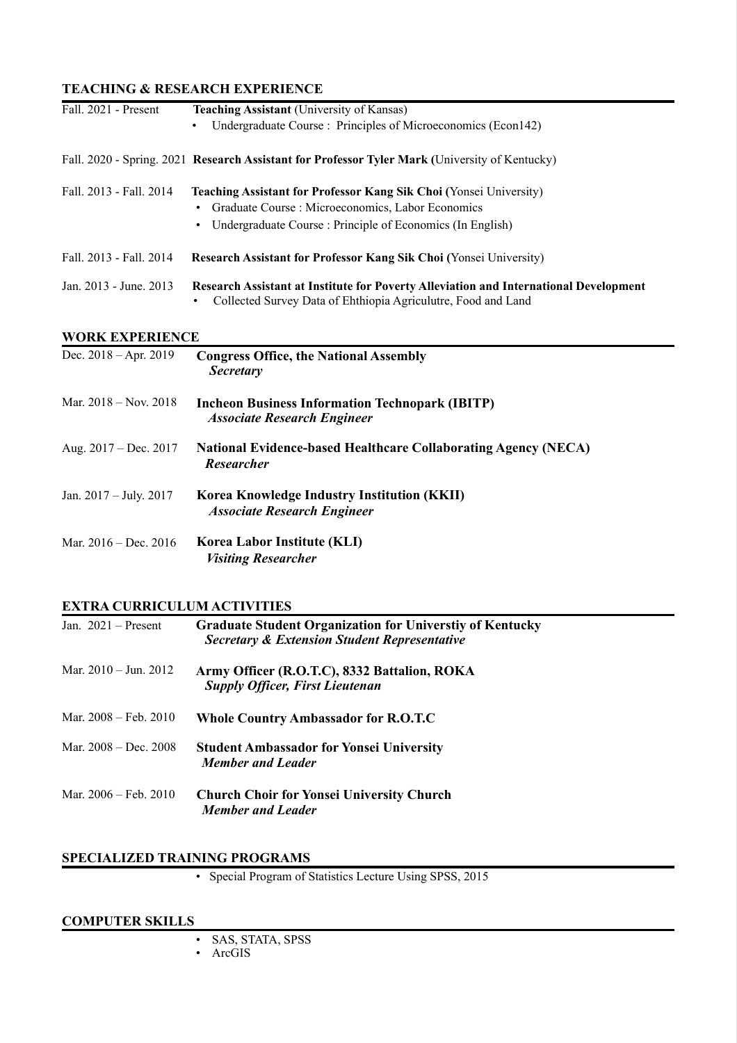## TEACHING & RESEARCH EXPERIENCE

Fall. 2021 - Present **Teaching Assistant** (University of Kansas)

- Undergraduate Course : Principles of Microeconomics (Econ142)

Fall. 2020 - Spring. 2021 **Research Assistant for Professor Tyler Mark (**University of Kentucky)

Fall. 2013 - Fall. 2014 **Teaching Assistant for Professor Kang Sik Choi (**Yonsei University)

- Graduate Course : Microeconomics, Labor Economics
- Undergraduate Course : Principle of Economics (In English)

Fall. 2013 - Fall. 2014 **Research Assistant for Professor Kang Sik Choi (**Yonsei University)

Jan. 2013 - June. 2013 **Research Assistant at Institute for Poverty Alleviation and International Development**

- Collected Survey Data of Ehthiopia Agriculutre, Food and Land

## WORK EXPERIENCE

Dec. 2018 – Apr. 2019 **Congress Office, the National Assembly**
***Secretary***

Mar. 2018 – Nov. 2018 **Incheon Business Information Technopark (IBITP)**
***Associate Research Engineer***

Aug. 2017 – Dec. 2017 **National Evidence-based Healthcare Collaborating Agency (NECA)**
***Researcher***

Jan. 2017 – July. 2017 **Korea Knowledge Industry Institution (KKII)**
***Associate Research Engineer***

Mar. 2016 – Dec. 2016 **Korea Labor Institute (KLI)**
***Visiting Researcher***

## EXTRA CURRICULUM ACTIVITIES

Jan. 2021 – Present **Graduate Student Organization for Universtiy of Kentucky**
***Secretary & Extension Student Representative***

Mar. 2010 – Jun. 2012 **Army Officer (R.O.T.C), 8332 Battalion, ROKA**
***Supply Officer, First Lieutenan***

Mar. 2008 – Feb. 2010 **Whole Country Ambassador for R.O.T.C**

Mar. 2008 – Dec. 2008 **Student Ambassador for Yonsei University**
***Member and Leader***

Mar. 2006 – Feb. 2010 **Church Choir for Yonsei University Church**
***Member and Leader***

## SPECIALIZED TRAINING PROGRAMS

- Special Program of Statistics Lecture Using SPSS, 2015

## COMPUTER SKILLS

- SAS, STATA, SPSS
- ArcGIS